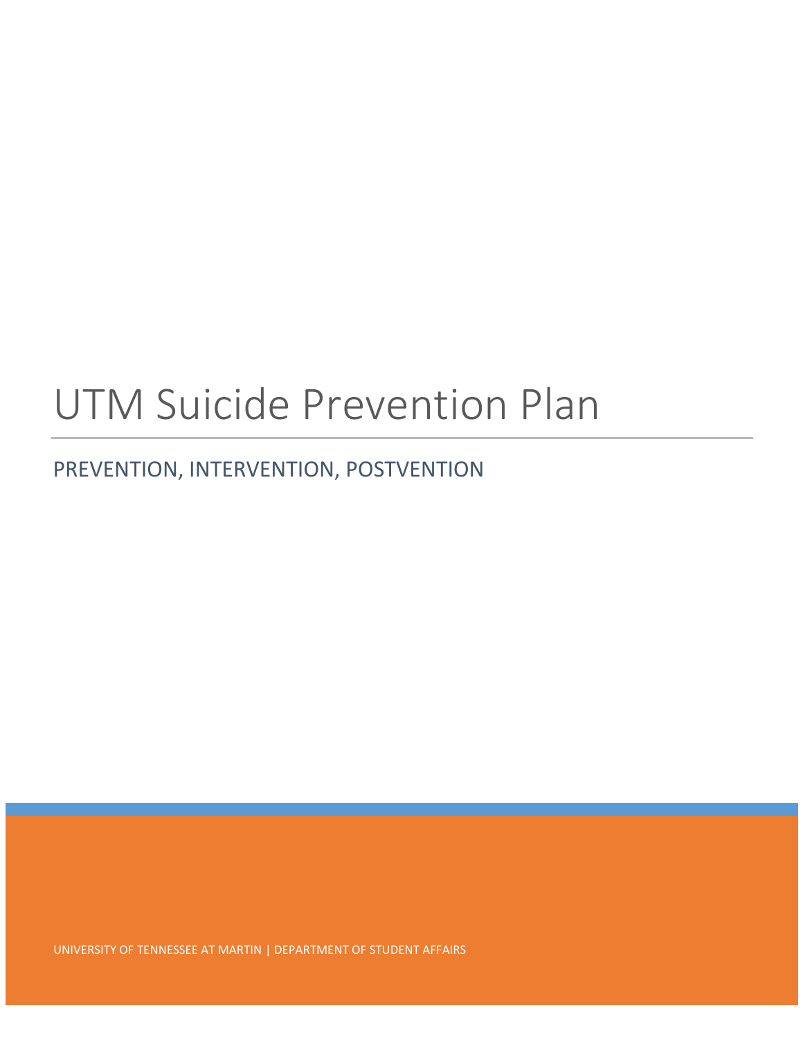# UTM Suicide Prevention Plan

## PREVENTION, INTERVENTION, POSTVENTION

UNIVERSITY OF TENNESSEE AT MARTIN | DEPARTMENT OF STUDENT AFFAIRS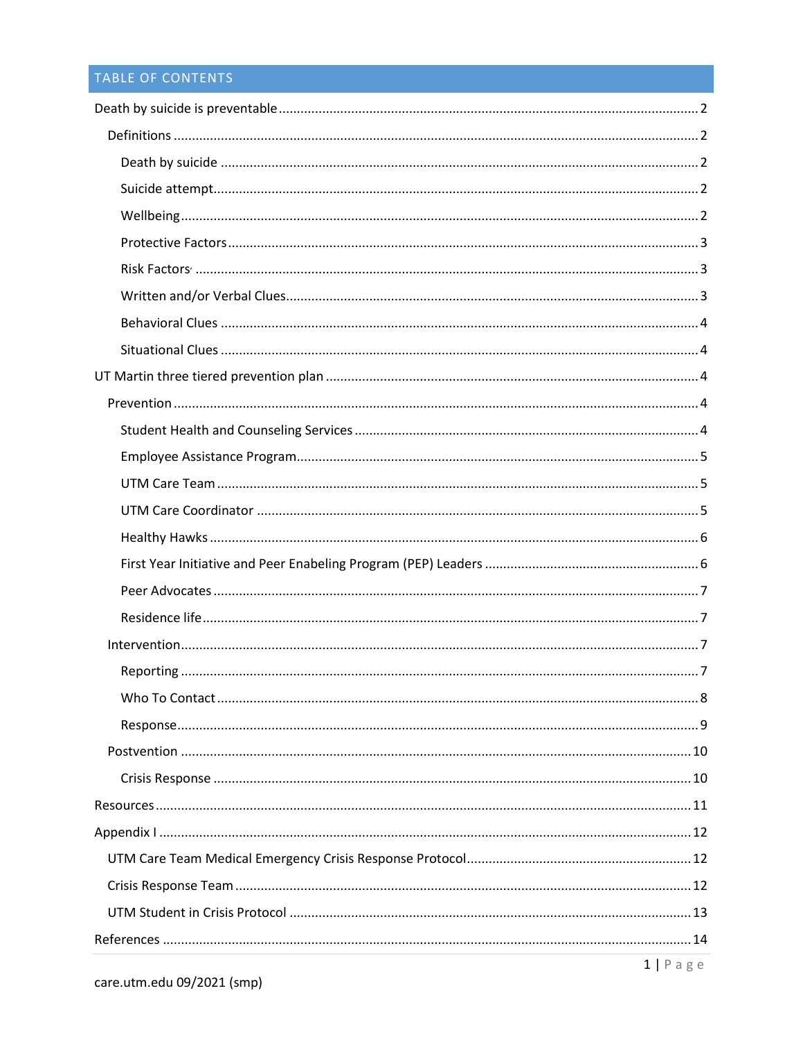## TABLE OF CONTENTS

- Death by suicide is preventable ... 2
  - Definitions ... 2
    - Death by suicide ... 2
    - Suicide attempt ... 2
    - Wellbeing ... 2
    - Protective Factors ... 3
    - Risk Factors ... 3
    - Written and/or Verbal Clues ... 3
    - Behavioral Clues ... 4
    - Situational Clues ... 4
- UT Martin three tiered prevention plan ... 4
  - Prevention ... 4
    - Student Health and Counseling Services ... 4
    - Employee Assistance Program ... 5
    - UTM Care Team ... 5
    - UTM Care Coordinator ... 5
    - Healthy Hawks ... 6
    - First Year Initiative and Peer Enabeling Program (PEP) Leaders ... 6
    - Peer Advocates ... 7
    - Residence life ... 7
  - Intervention ... 7
    - Reporting ... 7
    - Who To Contact ... 8
    - Response ... 9
  - Postvention ... 10
    - Crisis Response ... 10
- Resources ... 11
- Appendix I ... 12
  - UTM Care Team Medical Emergency Crisis Response Protocol ... 12
  - Crisis Response Team ... 12
  - UTM Student in Crisis Protocol ... 13
- References ... 14

care.utm.edu 09/2021 (smp)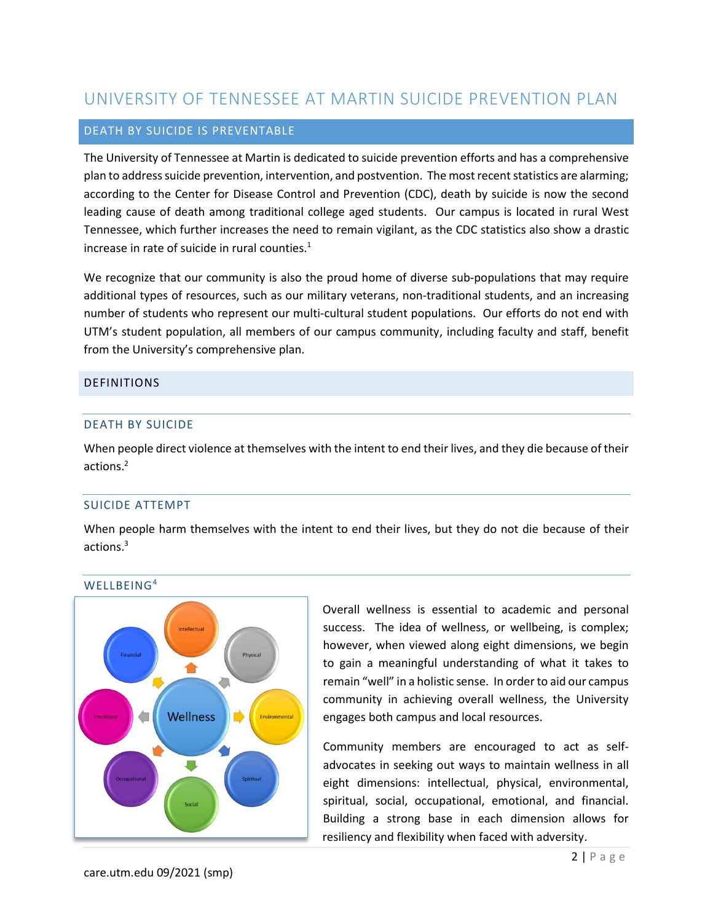# UNIVERSITY OF TENNESSEE AT MARTIN SUICIDE PREVENTION PLAN

## DEATH BY SUICIDE IS PREVENTABLE

The University of Tennessee at Martin is dedicated to suicide prevention efforts and has a comprehensive plan to address suicide prevention, intervention, and postvention. The most recent statistics are alarming; according to the Center for Disease Control and Prevention (CDC), death by suicide is now the second leading cause of death among traditional college aged students. Our campus is located in rural West Tennessee, which further increases the need to remain vigilant, as the CDC statistics also show a drastic increase in rate of suicide in rural counties.[1]

We recognize that our community is also the proud home of diverse sub-populations that may require additional types of resources, such as our military veterans, non-traditional students, and an increasing number of students who represent our multi-cultural student populations. Our efforts do not end with UTM's student population, all members of our campus community, including faculty and staff, benefit from the University's comprehensive plan.

## DEFINITIONS

### DEATH BY SUICIDE

When people direct violence at themselves with the intent to end their lives, and they die because of their actions.[2]

### SUICIDE ATTEMPT

When people harm themselves with the intent to end their lives, but they do not die because of their actions.[3]

### WELLBEING[4]

Overall wellness is essential to academic and personal success. The idea of wellness, or wellbeing, is complex; however, when viewed along eight dimensions, we begin to gain a meaningful understanding of what it takes to remain "well" in a holistic sense. In order to aid our campus community in achieving overall wellness, the University engages both campus and local resources.

Community members are encouraged to act as self-advocates in seeking out ways to maintain wellness in all eight dimensions: intellectual, physical, environmental, spiritual, social, occupational, emotional, and financial. Building a strong base in each dimension allows for resiliency and flexibility when faced with adversity.

care.utm.edu 09/2021 (smp)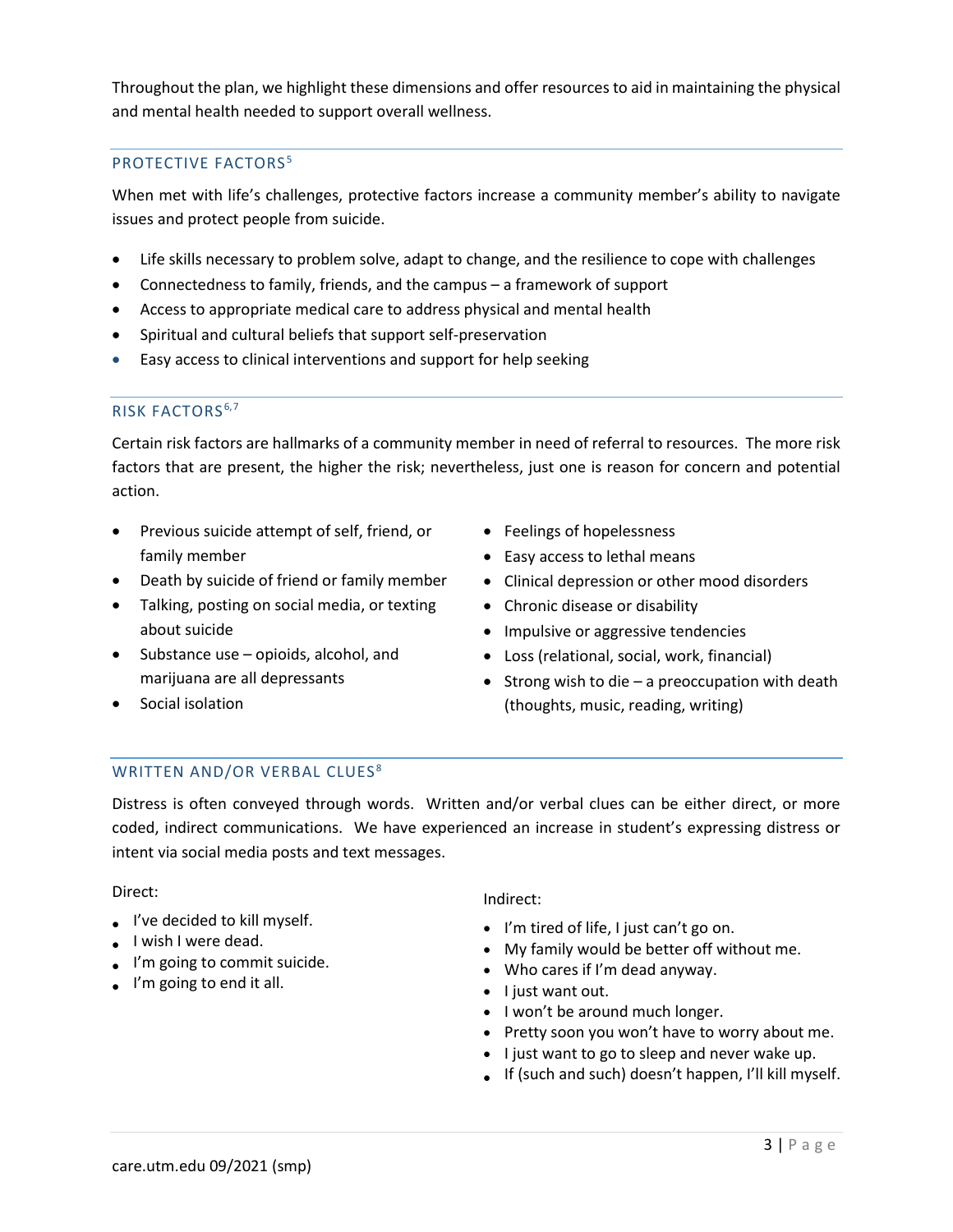Throughout the plan, we highlight these dimensions and offer resources to aid in maintaining the physical and mental health needed to support overall wellness.

## PROTECTIVE FACTORS[5]

When met with life's challenges, protective factors increase a community member's ability to navigate issues and protect people from suicide.

- Life skills necessary to problem solve, adapt to change, and the resilience to cope with challenges
- Connectedness to family, friends, and the campus – a framework of support
- Access to appropriate medical care to address physical and mental health
- Spiritual and cultural beliefs that support self-preservation
- Easy access to clinical interventions and support for help seeking

## RISK FACTORS[6,7]

Certain risk factors are hallmarks of a community member in need of referral to resources. The more risk factors that are present, the higher the risk; nevertheless, just one is reason for concern and potential action.

- Previous suicide attempt of self, friend, or family member
- Death by suicide of friend or family member
- Talking, posting on social media, or texting about suicide
- Substance use – opioids, alcohol, and marijuana are all depressants
- Social isolation
- Feelings of hopelessness
- Easy access to lethal means
- Clinical depression or other mood disorders
- Chronic disease or disability
- Impulsive or aggressive tendencies
- Loss (relational, social, work, financial)
- Strong wish to die – a preoccupation with death (thoughts, music, reading, writing)

## WRITTEN AND/OR VERBAL CLUES[8]

Distress is often conveyed through words. Written and/or verbal clues can be either direct, or more coded, indirect communications. We have experienced an increase in student's expressing distress or intent via social media posts and text messages.

Direct:

- I've decided to kill myself.
- I wish I were dead.
- I'm going to commit suicide.
- I'm going to end it all.

Indirect:

- I'm tired of life, I just can't go on.
- My family would be better off without me.
- Who cares if I'm dead anyway.
- I just want out.
- I won't be around much longer.
- Pretty soon you won't have to worry about me.
- I just want to go to sleep and never wake up.
- If (such and such) doesn't happen, I'll kill myself.

care.utm.edu 09/2021 (smp)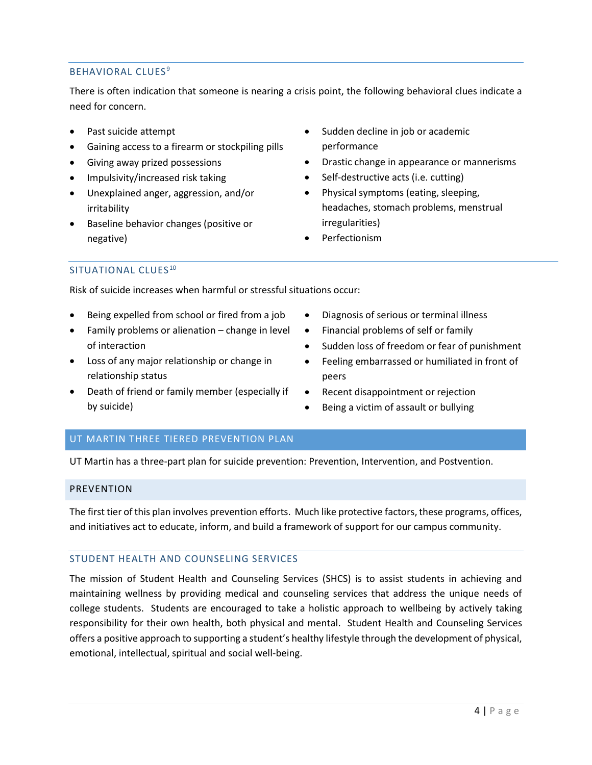### BEHAVIORAL CLUES[9]

There is often indication that someone is nearing a crisis point, the following behavioral clues indicate a need for concern.

- Past suicide attempt
- Gaining access to a firearm or stockpiling pills
- Giving away prized possessions
- Impulsivity/increased risk taking
- Unexplained anger, aggression, and/or irritability
- Baseline behavior changes (positive or negative)
- Sudden decline in job or academic performance
- Drastic change in appearance or mannerisms
- Self-destructive acts (i.e. cutting)
- Physical symptoms (eating, sleeping, headaches, stomach problems, menstrual irregularities)
- Perfectionism

### SITUATIONAL CLUES[10]

Risk of suicide increases when harmful or stressful situations occur:

- Being expelled from school or fired from a job
- Family problems or alienation – change in level of interaction
- Loss of any major relationship or change in relationship status
- Death of friend or family member (especially if by suicide)
- Diagnosis of serious or terminal illness
- Financial problems of self or family
- Sudden loss of freedom or fear of punishment
- Feeling embarrassed or humiliated in front of peers
- Recent disappointment or rejection
- Being a victim of assault or bullying

## UT MARTIN THREE TIERED PREVENTION PLAN

UT Martin has a three-part plan for suicide prevention: Prevention, Intervention, and Postvention.

## PREVENTION

The first tier of this plan involves prevention efforts. Much like protective factors, these programs, offices, and initiatives act to educate, inform, and build a framework of support for our campus community.

### STUDENT HEALTH AND COUNSELING SERVICES

The mission of Student Health and Counseling Services (SHCS) is to assist students in achieving and maintaining wellness by providing medical and counseling services that address the unique needs of college students. Students are encouraged to take a holistic approach to wellbeing by actively taking responsibility for their own health, both physical and mental. Student Health and Counseling Services offers a positive approach to supporting a student's healthy lifestyle through the development of physical, emotional, intellectual, spiritual and social well-being.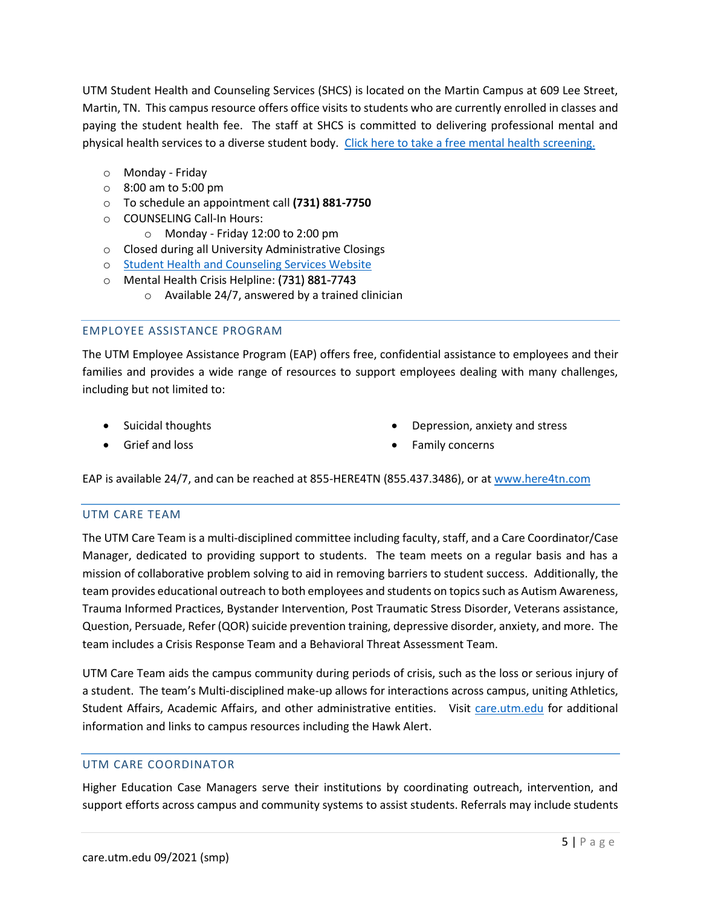UTM Student Health and Counseling Services (SHCS) is located on the Martin Campus at 609 Lee Street, Martin, TN. This campus resource offers office visits to students who are currently enrolled in classes and paying the student health fee. The staff at SHCS is committed to delivering professional mental and physical health services to a diverse student body. [Click here to take a free mental health screening.]

- Monday - Friday
- 8:00 am to 5:00 pm
- To schedule an appointment call **(731) 881-7750**
- COUNSELING Call-In Hours:
  - Monday - Friday 12:00 to 2:00 pm
- Closed during all University Administrative Closings
- [Student Health and Counseling Services Website]
- Mental Health Crisis Helpline: (731) 881-7743
  - Available 24/7, answered by a trained clinician

## EMPLOYEE ASSISTANCE PROGRAM

The UTM Employee Assistance Program (EAP) offers free, confidential assistance to employees and their families and provides a wide range of resources to support employees dealing with many challenges, including but not limited to:

- Suicidal thoughts
- Grief and loss
- Depression, anxiety and stress
- Family concerns

EAP is available 24/7, and can be reached at 855-HERE4TN (855.437.3486), or at www.here4tn.com

## UTM CARE TEAM

The UTM Care Team is a multi-disciplined committee including faculty, staff, and a Care Coordinator/Case Manager, dedicated to providing support to students. The team meets on a regular basis and has a mission of collaborative problem solving to aid in removing barriers to student success. Additionally, the team provides educational outreach to both employees and students on topics such as Autism Awareness, Trauma Informed Practices, Bystander Intervention, Post Traumatic Stress Disorder, Veterans assistance, Question, Persuade, Refer (QOR) suicide prevention training, depressive disorder, anxiety, and more. The team includes a Crisis Response Team and a Behavioral Threat Assessment Team.

UTM Care Team aids the campus community during periods of crisis, such as the loss or serious injury of a student. The team's Multi-disciplined make-up allows for interactions across campus, uniting Athletics, Student Affairs, Academic Affairs, and other administrative entities. Visit care.utm.edu for additional information and links to campus resources including the Hawk Alert.

## UTM CARE COORDINATOR

Higher Education Case Managers serve their institutions by coordinating outreach, intervention, and support efforts across campus and community systems to assist students. Referrals may include students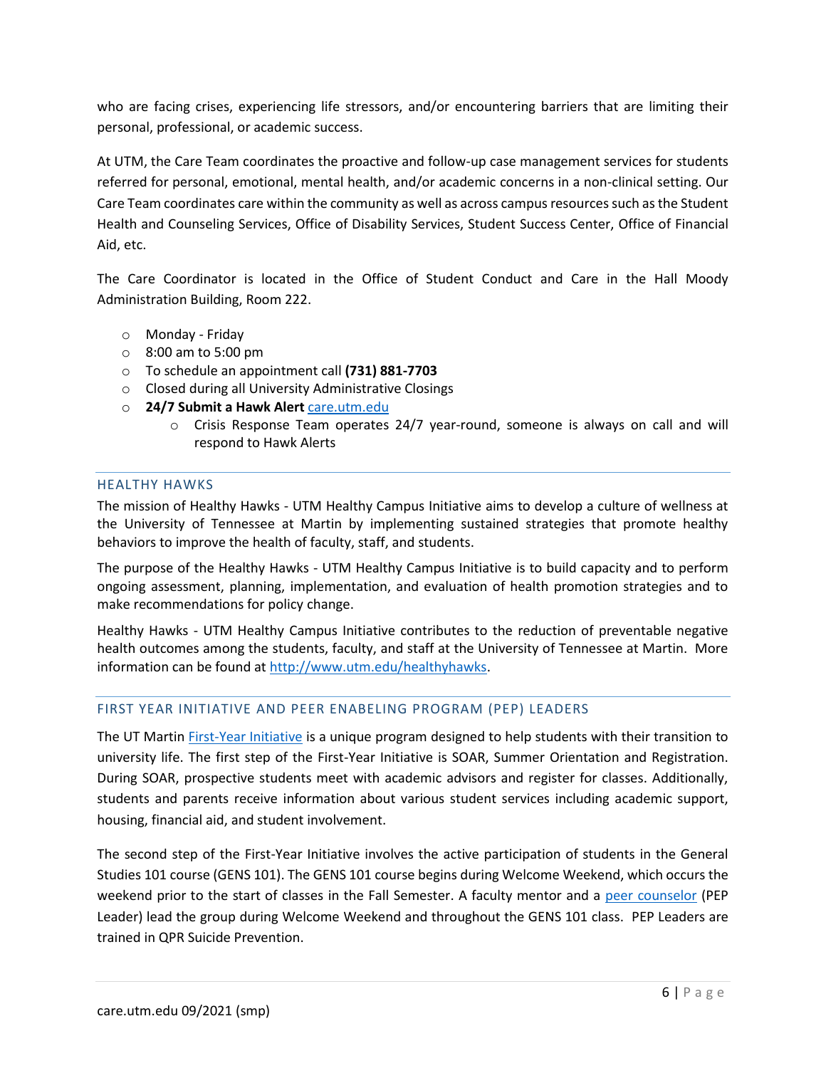who are facing crises, experiencing life stressors, and/or encountering barriers that are limiting their personal, professional, or academic success.

At UTM, the Care Team coordinates the proactive and follow-up case management services for students referred for personal, emotional, mental health, and/or academic concerns in a non-clinical setting. Our Care Team coordinates care within the community as well as across campus resources such as the Student Health and Counseling Services, Office of Disability Services, Student Success Center, Office of Financial Aid, etc.

The Care Coordinator is located in the Office of Student Conduct and Care in the Hall Moody Administration Building, Room 222.

- Monday - Friday
- 8:00 am to 5:00 pm
- To schedule an appointment call **(731) 881-7703**
- Closed during all University Administrative Closings
- **24/7 Submit a Hawk Alert** [care.utm.edu](care.utm.edu)
  - Crisis Response Team operates 24/7 year-round, someone is always on call and will respond to Hawk Alerts

## HEALTHY HAWKS

The mission of Healthy Hawks - UTM Healthy Campus Initiative aims to develop a culture of wellness at the University of Tennessee at Martin by implementing sustained strategies that promote healthy behaviors to improve the health of faculty, staff, and students.

The purpose of the Healthy Hawks - UTM Healthy Campus Initiative is to build capacity and to perform ongoing assessment, planning, implementation, and evaluation of health promotion strategies and to make recommendations for policy change.

Healthy Hawks - UTM Healthy Campus Initiative contributes to the reduction of preventable negative health outcomes among the students, faculty, and staff at the University of Tennessee at Martin. More information can be found at [http://www.utm.edu/healthyhawks](http://www.utm.edu/healthyhawks).

## FIRST YEAR INITIATIVE AND PEER ENABELING PROGRAM (PEP) LEADERS

The UT Martin First-Year Initiative is a unique program designed to help students with their transition to university life. The first step of the First-Year Initiative is SOAR, Summer Orientation and Registration. During SOAR, prospective students meet with academic advisors and register for classes. Additionally, students and parents receive information about various student services including academic support, housing, financial aid, and student involvement.

The second step of the First-Year Initiative involves the active participation of students in the General Studies 101 course (GENS 101). The GENS 101 course begins during Welcome Weekend, which occurs the weekend prior to the start of classes in the Fall Semester. A faculty mentor and a peer counselor (PEP Leader) lead the group during Welcome Weekend and throughout the GENS 101 class. PEP Leaders are trained in QPR Suicide Prevention.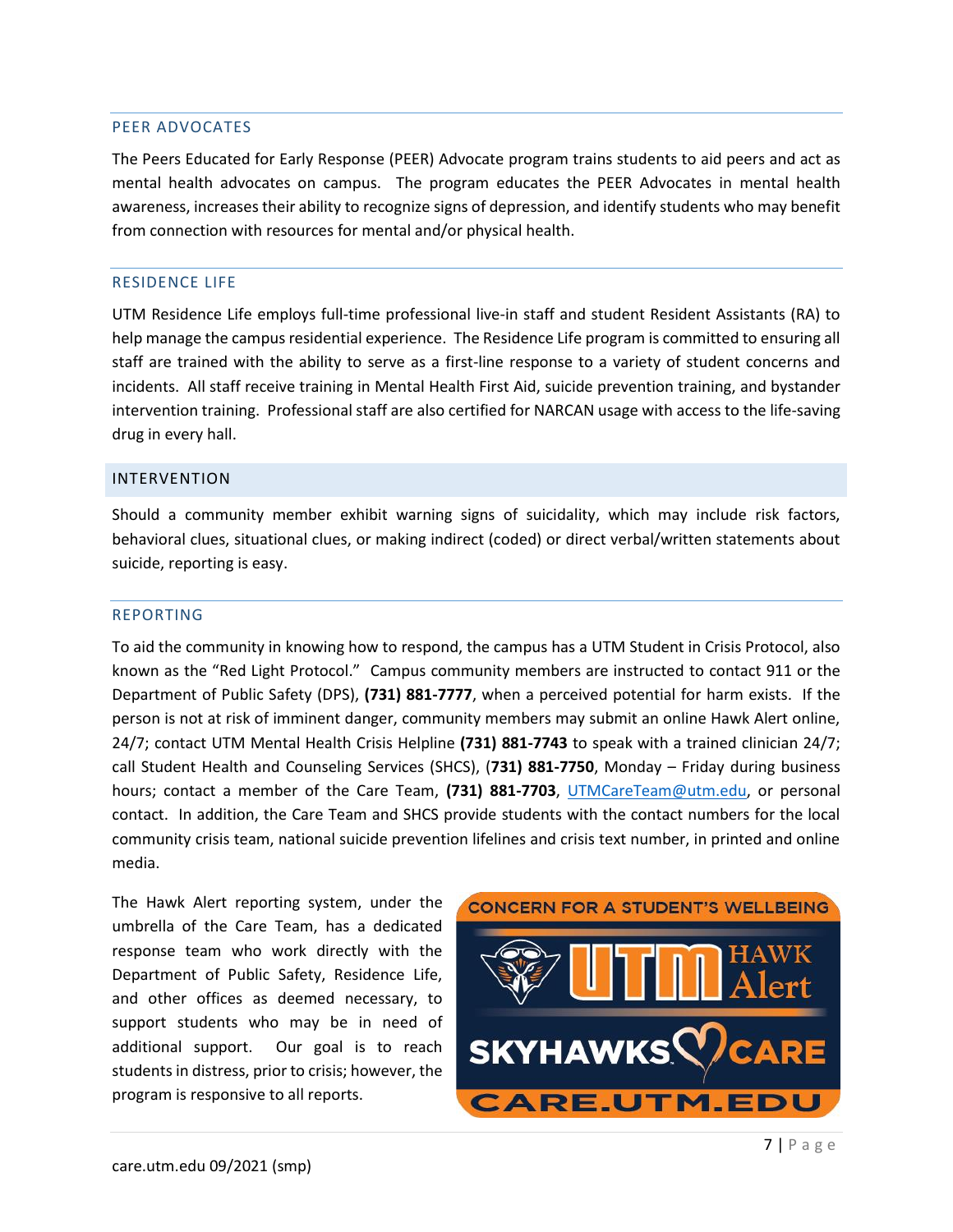## PEER ADVOCATES

The Peers Educated for Early Response (PEER) Advocate program trains students to aid peers and act as mental health advocates on campus. The program educates the PEER Advocates in mental health awareness, increases their ability to recognize signs of depression, and identify students who may benefit from connection with resources for mental and/or physical health.

## RESIDENCE LIFE

UTM Residence Life employs full-time professional live-in staff and student Resident Assistants (RA) to help manage the campus residential experience. The Residence Life program is committed to ensuring all staff are trained with the ability to serve as a first-line response to a variety of student concerns and incidents. All staff receive training in Mental Health First Aid, suicide prevention training, and bystander intervention training. Professional staff are also certified for NARCAN usage with access to the life-saving drug in every hall.

# INTERVENTION

Should a community member exhibit warning signs of suicidality, which may include risk factors, behavioral clues, situational clues, or making indirect (coded) or direct verbal/written statements about suicide, reporting is easy.

## REPORTING

To aid the community in knowing how to respond, the campus has a UTM Student in Crisis Protocol, also known as the "Red Light Protocol." Campus community members are instructed to contact 911 or the Department of Public Safety (DPS), **(731) 881-7777**, when a perceived potential for harm exists. If the person is not at risk of imminent danger, community members may submit an online Hawk Alert online, 24/7; contact UTM Mental Health Crisis Helpline **(731) 881-7743** to speak with a trained clinician 24/7; call Student Health and Counseling Services (SHCS), **(731) 881-7750**, Monday – Friday during business hours; contact a member of the Care Team, **(731) 881-7703**, UTMCareTeam@utm.edu, or personal contact. In addition, the Care Team and SHCS provide students with the contact numbers for the local community crisis team, national suicide prevention lifelines and crisis text number, in printed and online media.

The Hawk Alert reporting system, under the umbrella of the Care Team, has a dedicated response team who work directly with the Department of Public Safety, Residence Life, and other offices as deemed necessary, to support students who may be in need of additional support. Our goal is to reach students in distress, prior to crisis; however, the program is responsive to all reports.

CONCERN FOR A STUDENT'S WELLBEING

UTM HAWK Alert

SKYHAWKS CARE

CARE.UTM.EDU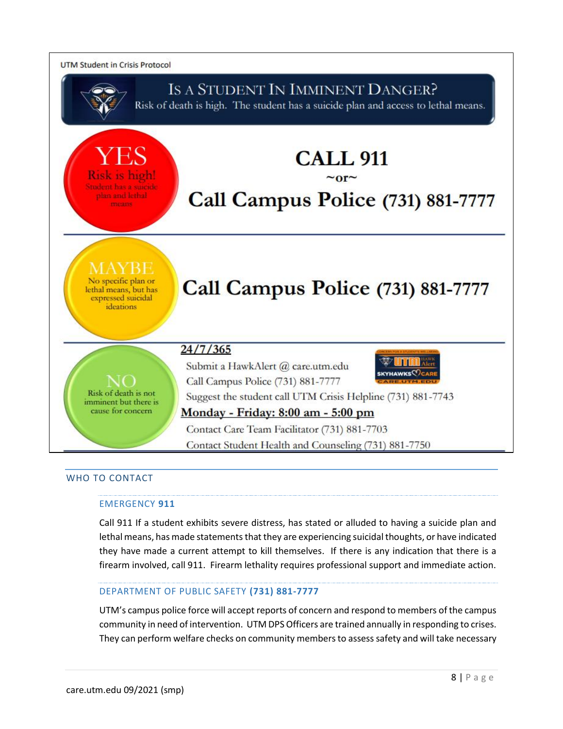UTM Student in Crisis Protocol

## Is a Student in Imminent Danger?

Risk of death is high. The student has a suicide plan and access to lethal means.

**YES** — Risk is high! Student has a suicide plan and lethal means

**CALL 911**

~or~

**Call Campus Police (731) 881-7777**

**MAYBE** — No specific plan or lethal means, but has expressed suicidal ideations

**Call Campus Police (731) 881-7777**

**NO** — Risk of death is not imminent but there is cause for concern

**24/7/365**

- Submit a HawkAlert @ care.utm.edu
- Call Campus Police (731) 881-7777
- Suggest the student call UTM Crisis Helpline (731) 881-7743

**Monday - Friday: 8:00 am - 5:00 pm**

- Contact Care Team Facilitator (731) 881-7703
- Contact Student Health and Counseling (731) 881-7750

## WHO TO CONTACT

### EMERGENCY **911**

Call 911 If a student exhibits severe distress, has stated or alluded to having a suicide plan and lethal means, has made statements that they are experiencing suicidal thoughts, or have indicated they have made a current attempt to kill themselves. If there is any indication that there is a firearm involved, call 911. Firearm lethality requires professional support and immediate action.

### DEPARTMENT OF PUBLIC SAFETY **(731) 881-7777**

UTM's campus police force will accept reports of concern and respond to members of the campus community in need of intervention. UTM DPS Officers are trained annually in responding to crises. They can perform welfare checks on community members to assess safety and will take necessary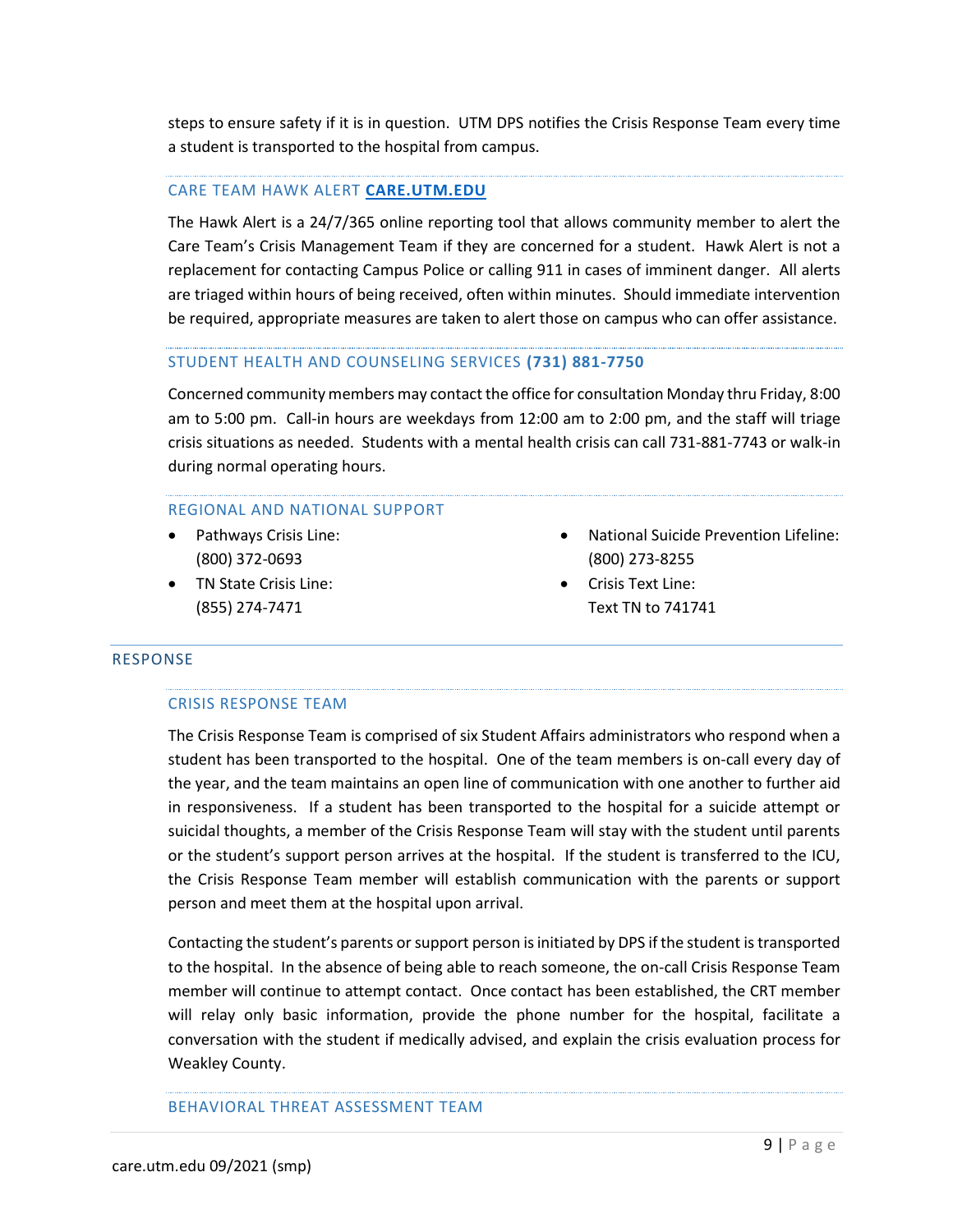steps to ensure safety if it is in question. UTM DPS notifies the Crisis Response Team every time a student is transported to the hospital from campus.

### CARE TEAM HAWK ALERT **CARE.UTM.EDU**

The Hawk Alert is a 24/7/365 online reporting tool that allows community member to alert the Care Team's Crisis Management Team if they are concerned for a student. Hawk Alert is not a replacement for contacting Campus Police or calling 911 in cases of imminent danger. All alerts are triaged within hours of being received, often within minutes. Should immediate intervention be required, appropriate measures are taken to alert those on campus who can offer assistance.

### STUDENT HEALTH AND COUNSELING SERVICES **(731) 881-7750**

Concerned community members may contact the office for consultation Monday thru Friday, 8:00 am to 5:00 pm. Call-in hours are weekdays from 12:00 am to 2:00 pm, and the staff will triage crisis situations as needed. Students with a mental health crisis can call 731-881-7743 or walk-in during normal operating hours.

### REGIONAL AND NATIONAL SUPPORT

- Pathways Crisis Line: (800) 372-0693
- TN State Crisis Line: (855) 274-7471
- National Suicide Prevention Lifeline: (800) 273-8255
- Crisis Text Line: Text TN to 741741

## RESPONSE

### CRISIS RESPONSE TEAM

The Crisis Response Team is comprised of six Student Affairs administrators who respond when a student has been transported to the hospital. One of the team members is on-call every day of the year, and the team maintains an open line of communication with one another to further aid in responsiveness. If a student has been transported to the hospital for a suicide attempt or suicidal thoughts, a member of the Crisis Response Team will stay with the student until parents or the student's support person arrives at the hospital. If the student is transferred to the ICU, the Crisis Response Team member will establish communication with the parents or support person and meet them at the hospital upon arrival.

Contacting the student's parents or support person is initiated by DPS if the student is transported to the hospital. In the absence of being able to reach someone, the on-call Crisis Response Team member will continue to attempt contact. Once contact has been established, the CRT member will relay only basic information, provide the phone number for the hospital, facilitate a conversation with the student if medically advised, and explain the crisis evaluation process for Weakley County.

### BEHAVIORAL THREAT ASSESSMENT TEAM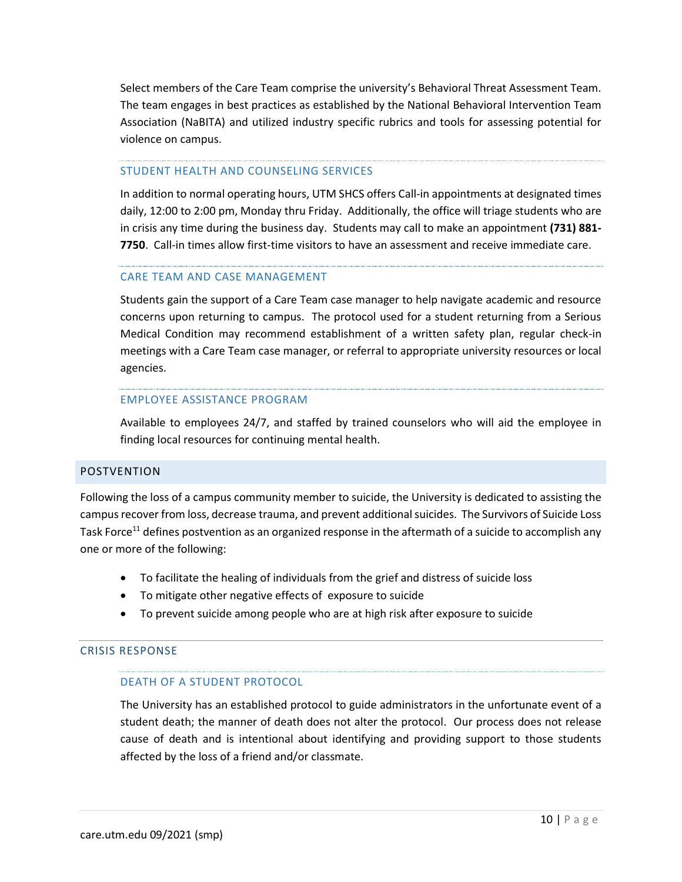Select members of the Care Team comprise the university's Behavioral Threat Assessment Team. The team engages in best practices as established by the National Behavioral Intervention Team Association (NaBITA) and utilized industry specific rubrics and tools for assessing potential for violence on campus.

### STUDENT HEALTH AND COUNSELING SERVICES

In addition to normal operating hours, UTM SHCS offers Call-in appointments at designated times daily, 12:00 to 2:00 pm, Monday thru Friday. Additionally, the office will triage students who are in crisis any time during the business day. Students may call to make an appointment **(731) 881-7750**. Call-in times allow first-time visitors to have an assessment and receive immediate care.

### CARE TEAM AND CASE MANAGEMENT

Students gain the support of a Care Team case manager to help navigate academic and resource concerns upon returning to campus. The protocol used for a student returning from a Serious Medical Condition may recommend establishment of a written safety plan, regular check-in meetings with a Care Team case manager, or referral to appropriate university resources or local agencies.

### EMPLOYEE ASSISTANCE PROGRAM

Available to employees 24/7, and staffed by trained counselors who will aid the employee in finding local resources for continuing mental health.

# POSTVENTION

Following the loss of a campus community member to suicide, the University is dedicated to assisting the campus recover from loss, decrease trauma, and prevent additional suicides. The Survivors of Suicide Loss Task Force[11] defines postvention as an organized response in the aftermath of a suicide to accomplish any one or more of the following:

- To facilitate the healing of individuals from the grief and distress of suicide loss
- To mitigate other negative effects of exposure to suicide
- To prevent suicide among people who are at high risk after exposure to suicide

## CRISIS RESPONSE

### DEATH OF A STUDENT PROTOCOL

The University has an established protocol to guide administrators in the unfortunate event of a student death; the manner of death does not alter the protocol. Our process does not release cause of death and is intentional about identifying and providing support to those students affected by the loss of a friend and/or classmate.

care.utm.edu 09/2021 (smp)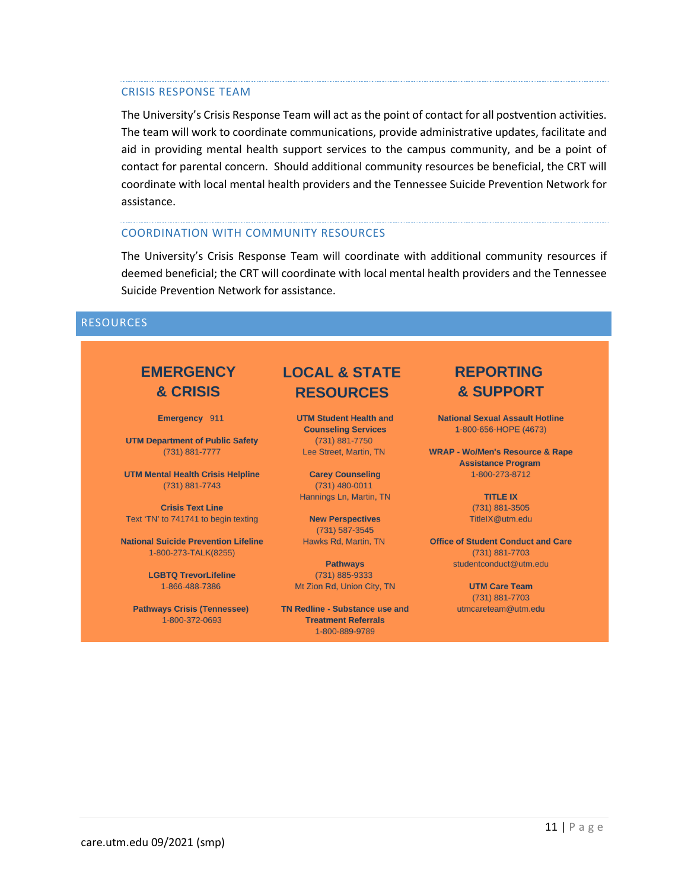### CRISIS RESPONSE TEAM

The University's Crisis Response Team will act as the point of contact for all postvention activities. The team will work to coordinate communications, provide administrative updates, facilitate and aid in providing mental health support services to the campus community, and be a point of contact for parental concern. Should additional community resources be beneficial, the CRT will coordinate with local mental health providers and the Tennessee Suicide Prevention Network for assistance.

### COORDINATION WITH COMMUNITY RESOURCES

The University's Crisis Response Team will coordinate with additional community resources if deemed beneficial; the CRT will coordinate with local mental health providers and the Tennessee Suicide Prevention Network for assistance.

## RESOURCES

### EMERGENCY & CRISIS

**Emergency** 911

**UTM Department of Public Safety**
(731) 881-7777

**UTM Mental Health Crisis Helpline**
(731) 881-7743

**Crisis Text Line**
Text 'TN' to 741741 to begin texting

**National Suicide Prevention Lifeline**
1-800-273-TALK(8255)

**LGBTQ TrevorLifeline**
1-866-488-7386

**Pathways Crisis (Tennessee)**
1-800-372-0693

### LOCAL & STATE RESOURCES

**UTM Student Health and Counseling Services**
(731) 881-7750
Lee Street, Martin, TN

**Carey Counseling**
(731) 480-0011
Hannings Ln, Martin, TN

**New Perspectives**
(731) 587-3545
Hawks Rd, Martin, TN

**Pathways**
(731) 885-9333
Mt Zion Rd, Union City, TN

**TN Redline - Substance use and Treatment Referrals**
1-800-889-9789

### REPORTING & SUPPORT

**National Sexual Assault Hotline**
1-800-656-HOPE (4673)

**WRAP - Wo/Men's Resource & Rape Assistance Program**
1-800-273-8712

**TITLE IX**
(731) 881-3505
TitleIX@utm.edu

**Office of Student Conduct and Care**
(731) 881-7703
studentconduct@utm.edu

**UTM Care Team**
(731) 881-7703
utmcareteam@utm.edu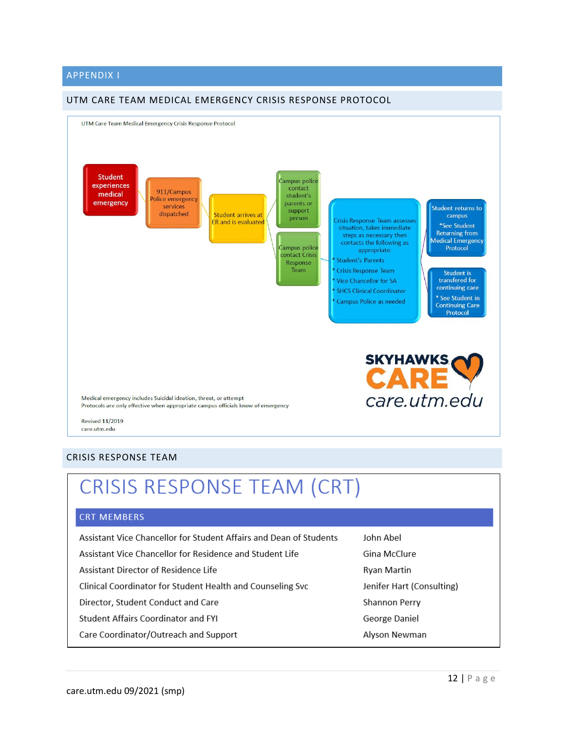## APPENDIX I

### UTM CARE TEAM MEDICAL EMERGENCY CRISIS RESPONSE PROTOCOL

UTM Care Team Medical Emergency Crisis Response Protocol

Student experiences medical emergency → 911/Campus Police emergency services dispatched → Student arrives at ER and is evaluated → Campus police contact student's parents or support person / Campus police contact Crisis Response Team → Crisis Response Team assesses situation, takes immediate steps as necessary then contacts the following as appropriate:

* Student's Parents
* Crisis Response Team
* Vice Chancellor for SA
* SHCS Clinical Coordinator
* Campus Police as needed

→ Student returns to campus *See Student Returning from Medical Emergency Protocol / Student is transfered for continuing care * See Student in Continuing Care Protocol

SKYHAWKS CARE care.utm.edu

Medical emergency includes Suicidal ideation, threat, or attempt
Protocols are only effective when appropriate campus officials know of emergency

Revised 11/2019
care.utm.edu

### CRISIS RESPONSE TEAM

# CRISIS RESPONSE TEAM (CRT)

## CRT MEMBERS

| | |
|---|---|
| Assistant Vice Chancellor for Student Affairs and Dean of Students | John Abel |
| Assistant Vice Chancellor for Residence and Student Life | Gina McClure |
| Assistant Director of Residence Life | Ryan Martin |
| Clinical Coordinator for Student Health and Counseling Svc | Jenifer Hart (Consulting) |
| Director, Student Conduct and Care | Shannon Perry |
| Student Affairs Coordinator and FYI | George Daniel |
| Care Coordinator/Outreach and Support | Alyson Newman |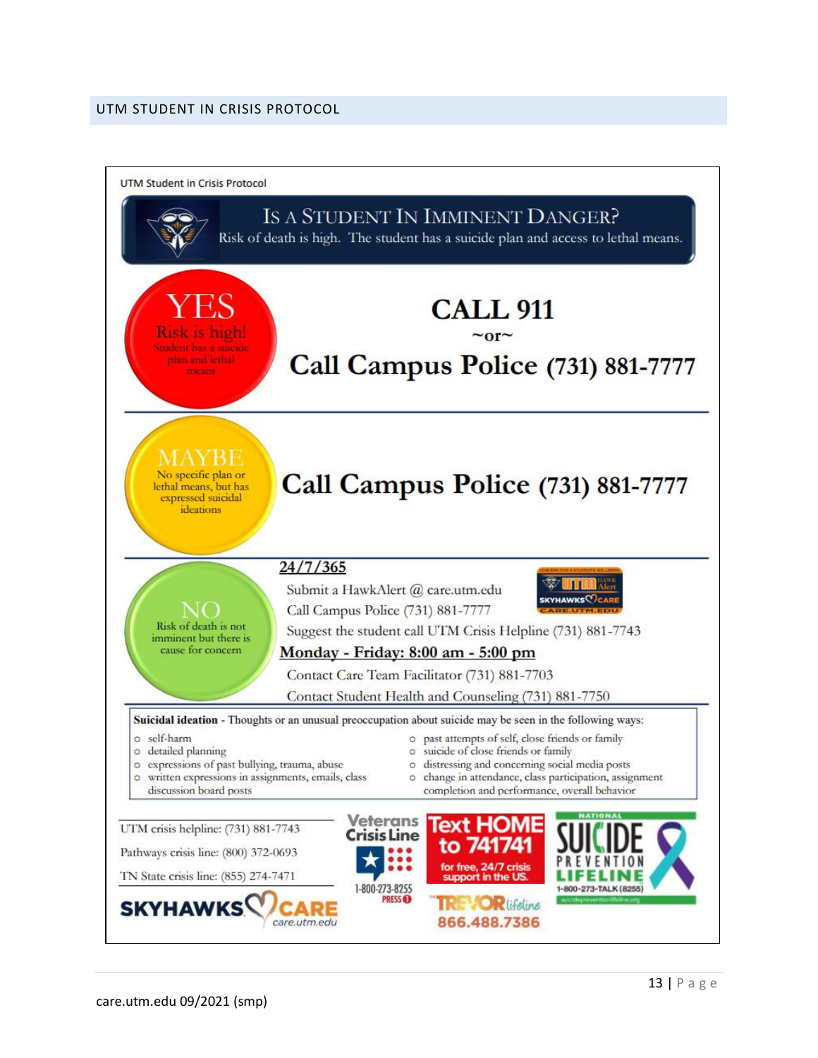## UTM STUDENT IN CRISIS PROTOCOL

UTM Student in Crisis Protocol

### Is a Student in Imminent Danger?

Risk of death is high. The student has a suicide plan and access to lethal means.

**YES** – Risk is high! Student has a suicide plan and lethal means

**CALL 911**

~or~

**Call Campus Police (731) 881-7777**

**MAYBE** – No specific plan or lethal means, but has expressed suicidal ideations

**Call Campus Police (731) 881-7777**

**NO** – Risk of death is not imminent but there is cause for concern

**24/7/365**

- Submit a HawkAlert @ care.utm.edu
- Call Campus Police (731) 881-7777
- Suggest the student call UTM Crisis Helpline (731) 881-7743

**Monday - Friday: 8:00 am - 5:00 pm**

- Contact Care Team Facilitator (731) 881-7703
- Contact Student Health and Counseling (731) 881-7750

**Suicidal ideation** - Thoughts or an unusual preoccupation about suicide may be seen in the following ways:

- self-harm
- detailed planning
- expressions of past bullying, trauma, abuse
- written expressions in assignments, emails, class discussion board posts
- past attempts of self, close friends or family
- suicide of close friends or family
- distressing and concerning social media posts
- change in attendance, class participation, assignment completion and performance, overall behavior

UTM crisis helpline: (731) 881-7743

Pathways crisis line: (800) 372-0693

TN State crisis line: (855) 274-7471

SKYHAWKS CARE care.utm.edu

Veterans Crisis Line 1-800-273-8255 PRESS 1

Text HOME to 741741 for free, 24/7 crisis support in the US.

The TREVOR lifeline 866.488.7386

National Suicide Prevention Lifeline 1-800-273-TALK (8255) suicidepreventionlifeline.org

care.utm.edu 09/2021 (smp)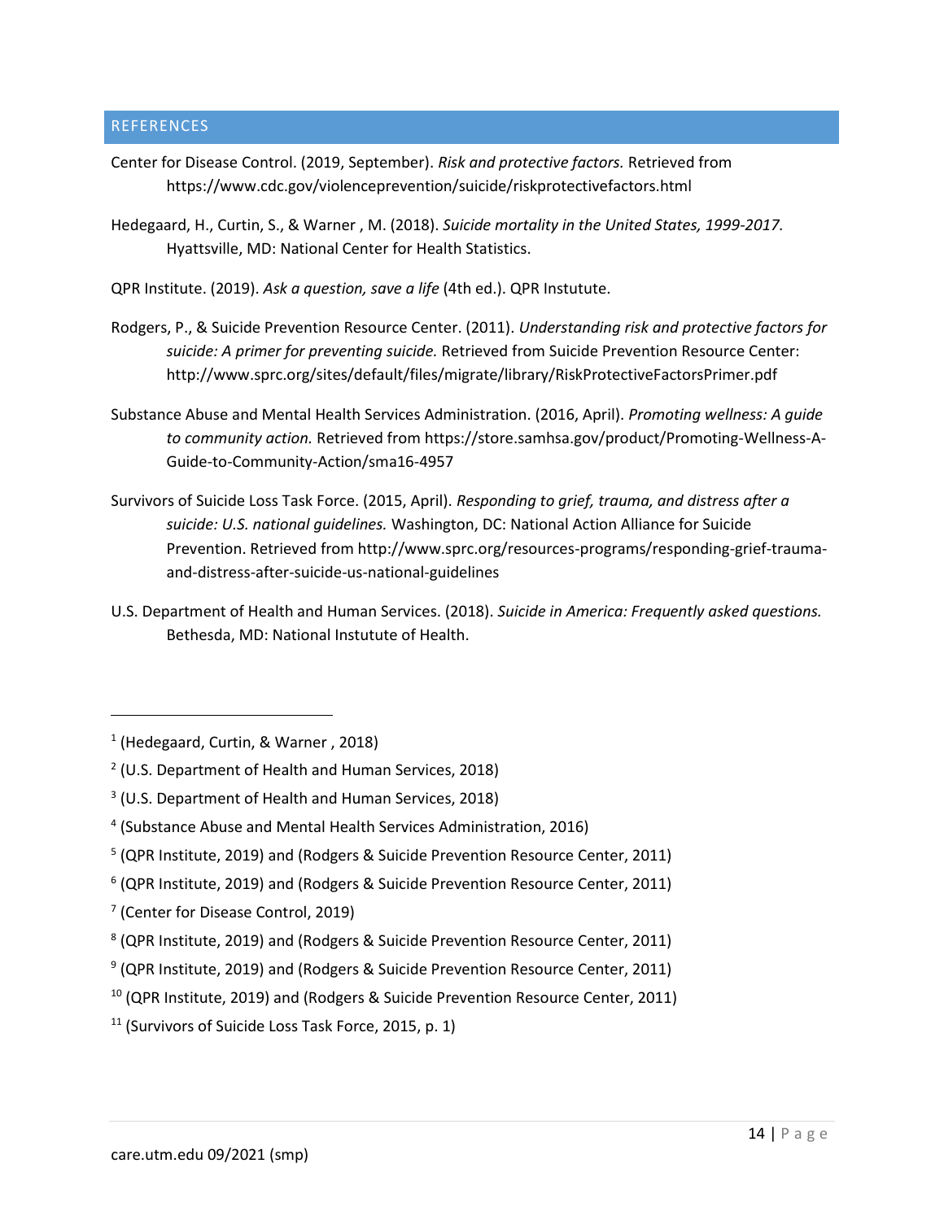## REFERENCES

Center for Disease Control. (2019, September). *Risk and protective factors.* Retrieved from https://www.cdc.gov/violenceprevention/suicide/riskprotectivefactors.html

Hedegaard, H., Curtin, S., & Warner , M. (2018). *Suicide mortality in the United States, 1999-2017.* Hyattsville, MD: National Center for Health Statistics.

QPR Institute. (2019). *Ask a question, save a life* (4th ed.). QPR Instutute.

Rodgers, P., & Suicide Prevention Resource Center. (2011). *Understanding risk and protective factors for suicide: A primer for preventing suicide.* Retrieved from Suicide Prevention Resource Center: http://www.sprc.org/sites/default/files/migrate/library/RiskProtectiveFactorsPrimer.pdf

Substance Abuse and Mental Health Services Administration. (2016, April). *Promoting wellness: A guide to community action.* Retrieved from https://store.samhsa.gov/product/Promoting-Wellness-A-Guide-to-Community-Action/sma16-4957

Survivors of Suicide Loss Task Force. (2015, April). *Responding to grief, trauma, and distress after a suicide: U.S. national guidelines.* Washington, DC: National Action Alliance for Suicide Prevention. Retrieved from http://www.sprc.org/resources-programs/responding-grief-trauma-and-distress-after-suicide-us-national-guidelines

U.S. Department of Health and Human Services. (2018). *Suicide in America: Frequently asked questions.* Bethesda, MD: National Instutute of Health.

---

[1] (Hedegaard, Curtin, & Warner , 2018)

[2] (U.S. Department of Health and Human Services, 2018)

[3] (U.S. Department of Health and Human Services, 2018)

[4] (Substance Abuse and Mental Health Services Administration, 2016)

[5] (QPR Institute, 2019) and (Rodgers & Suicide Prevention Resource Center, 2011)

[6] (QPR Institute, 2019) and (Rodgers & Suicide Prevention Resource Center, 2011)

[7] (Center for Disease Control, 2019)

[8] (QPR Institute, 2019) and (Rodgers & Suicide Prevention Resource Center, 2011)

[9] (QPR Institute, 2019) and (Rodgers & Suicide Prevention Resource Center, 2011)

[10] (QPR Institute, 2019) and (Rodgers & Suicide Prevention Resource Center, 2011)

[11] (Survivors of Suicide Loss Task Force, 2015, p. 1)